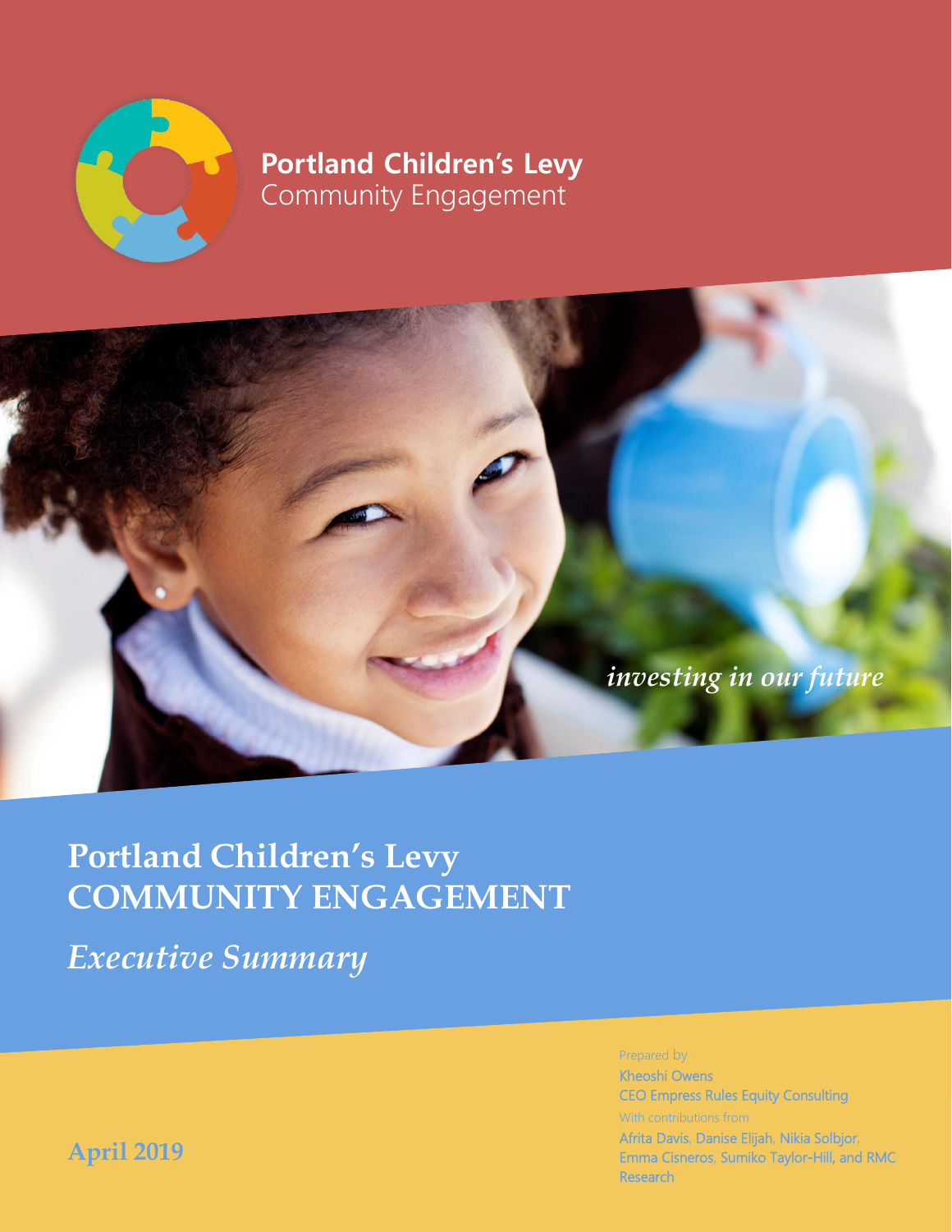**Portland Children's Levy**
Community Engagement

*investing in our future*

# Portland Children's Levy COMMUNITY ENGAGEMENT

## *Executive Summary*

Prepared by
Kheoshi Owens
CEO Empress Rules Equity Consulting
With contributions from
Afrita Davis, Danise Elijah, Nikia Solbjor, Emma Cisneros, Sumiko Taylor-Hill, and RMC Research

**April 2019**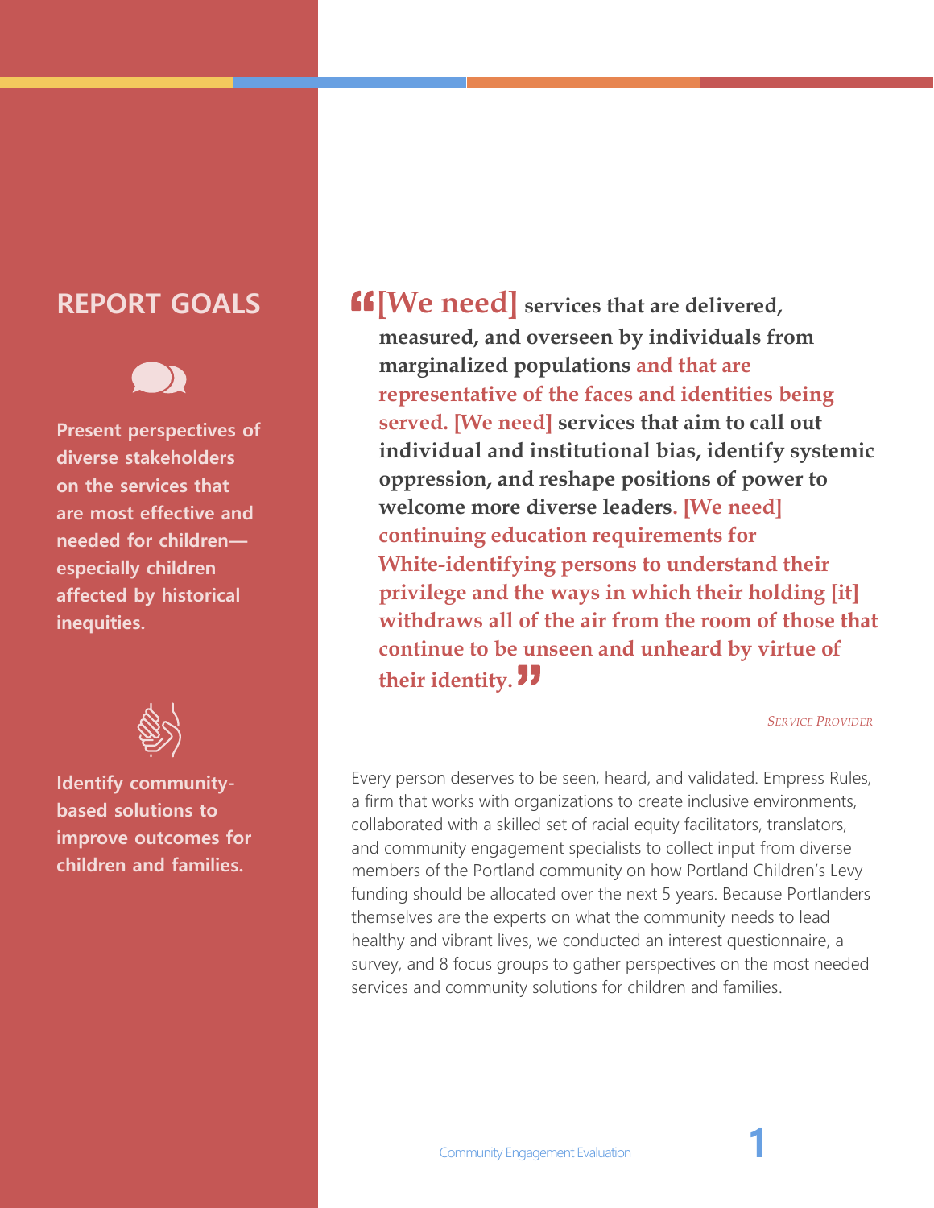## REPORT GOALS

**Present perspectives of diverse stakeholders on the services that are most effective and needed for children—especially children affected by historical inequities.**

**Identify community-based solutions to improve outcomes for children and families.**

> **“[We need] services that are delivered, measured, and overseen by individuals from marginalized populations and that are representative of the faces and identities being served. [We need] services that aim to call out individual and institutional bias, identify systemic oppression, and reshape positions of power to welcome more diverse leaders. [We need] continuing education requirements for White-identifying persons to understand their privilege and the ways in which their holding [it] withdraws all of the air from the room of those that continue to be unseen and unheard by virtue of their identity.”**
>
> *SERVICE PROVIDER*

Every person deserves to be seen, heard, and validated. Empress Rules, a firm that works with organizations to create inclusive environments, collaborated with a skilled set of racial equity facilitators, translators, and community engagement specialists to collect input from diverse members of the Portland community on how Portland Children's Levy funding should be allocated over the next 5 years. Because Portlanders themselves are the experts on what the community needs to lead healthy and vibrant lives, we conducted an interest questionnaire, a survey, and 8 focus groups to gather perspectives on the most needed services and community solutions for children and families.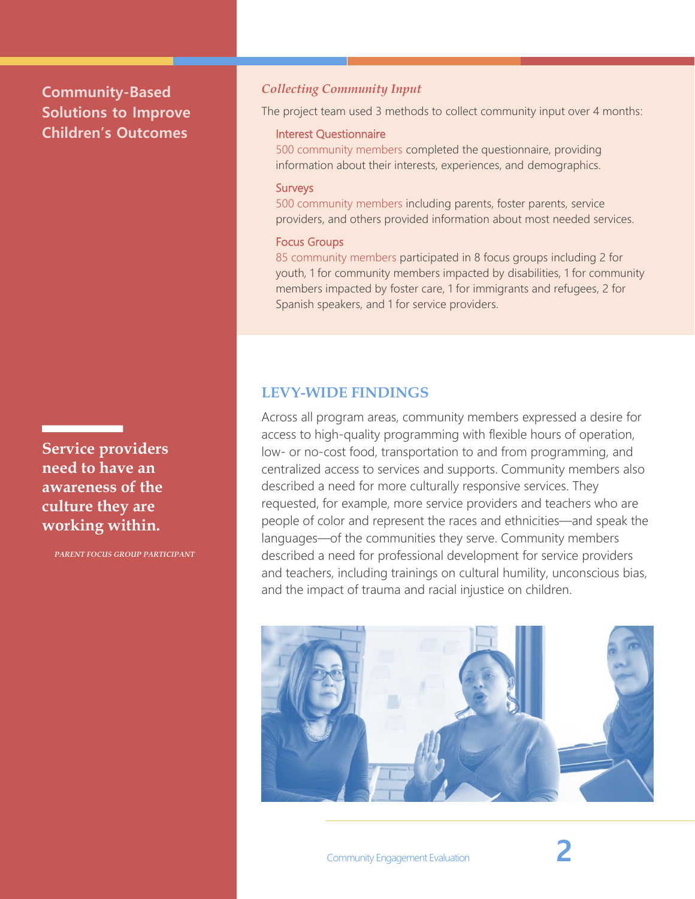## Community-Based Solutions to Improve Children's Outcomes

### *Collecting Community Input*

The project team used 3 methods to collect community input over 4 months:

**Interest Questionnaire**
500 community members completed the questionnaire, providing information about their interests, experiences, and demographics.

**Surveys**
500 community members including parents, foster parents, service providers, and others provided information about most needed services.

**Focus Groups**
85 community members participated in 8 focus groups including 2 for youth, 1 for community members impacted by disabilities, 1 for community members impacted by foster care, 1 for immigrants and refugees, 2 for Spanish speakers, and 1 for service providers.

> **Service providers need to have an awareness of the culture they are working within.**
>
> PARENT FOCUS GROUP PARTICIPANT

## LEVY-WIDE FINDINGS

Across all program areas, community members expressed a desire for access to high-quality programming with flexible hours of operation, low- or no-cost food, transportation to and from programming, and centralized access to services and supports. Community members also described a need for more culturally responsive services. They requested, for example, more service providers and teachers who are people of color and represent the races and ethnicities—and speak the languages—of the communities they serve. Community members described a need for professional development for service providers and teachers, including trainings on cultural humility, unconscious bias, and the impact of trauma and racial injustice on children.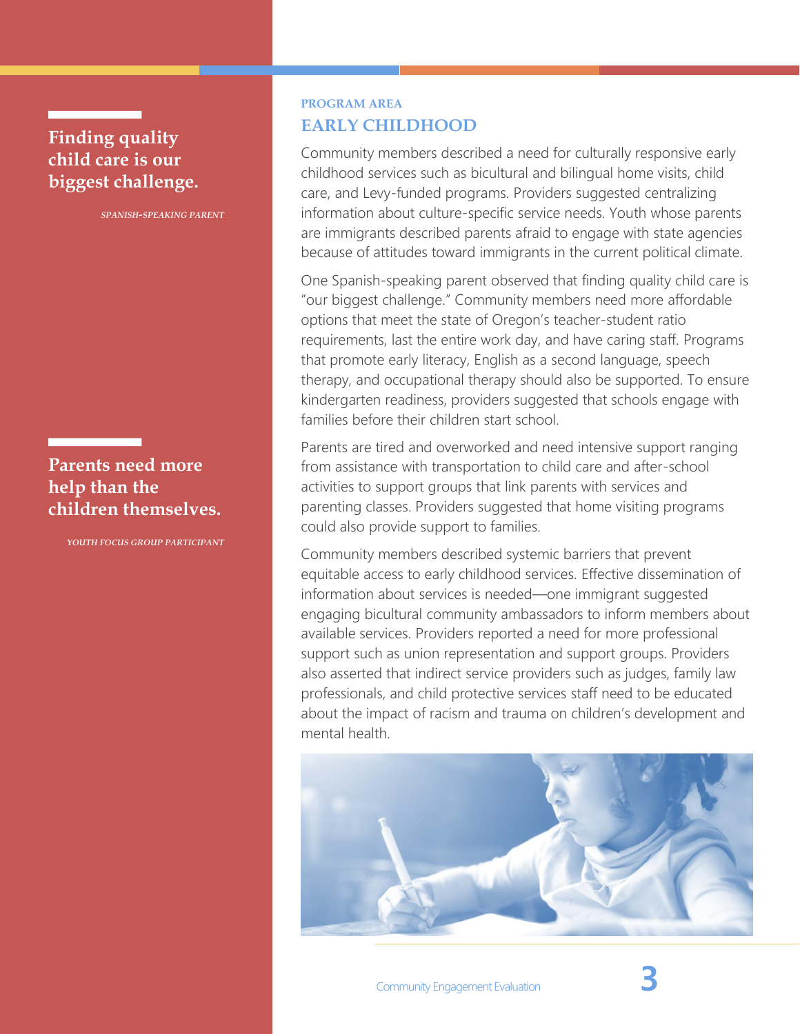> **Finding quality child care is our biggest challenge.**
>
> *SPANISH-SPEAKING PARENT*

> **Parents need more help than the children themselves.**
>
> *YOUTH FOCUS GROUP PARTICIPANT*

PROGRAM AREA

## EARLY CHILDHOOD

Community members described a need for culturally responsive early childhood services such as bicultural and bilingual home visits, child care, and Levy-funded programs. Providers suggested centralizing information about culture-specific service needs. Youth whose parents are immigrants described parents afraid to engage with state agencies because of attitudes toward immigrants in the current political climate.

One Spanish-speaking parent observed that finding quality child care is "our biggest challenge." Community members need more affordable options that meet the state of Oregon's teacher-student ratio requirements, last the entire work day, and have caring staff. Programs that promote early literacy, English as a second language, speech therapy, and occupational therapy should also be supported. To ensure kindergarten readiness, providers suggested that schools engage with families before their children start school.

Parents are tired and overworked and need intensive support ranging from assistance with transportation to child care and after-school activities to support groups that link parents with services and parenting classes. Providers suggested that home visiting programs could also provide support to families.

Community members described systemic barriers that prevent equitable access to early childhood services. Effective dissemination of information about services is needed—one immigrant suggested engaging bicultural community ambassadors to inform members about available services. Providers reported a need for more professional support such as union representation and support groups. Providers also asserted that indirect service providers such as judges, family law professionals, and child protective services staff need to be educated about the impact of racism and trauma on children's development and mental health.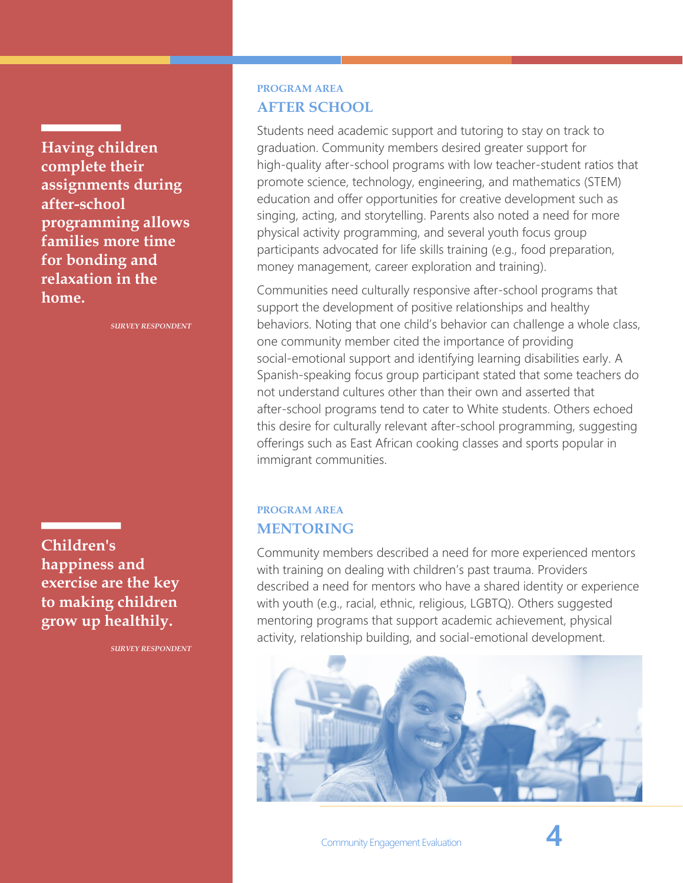> **Having children complete their assignments during after-school programming allows families more time for bonding and relaxation in the home.**
>
> *SURVEY RESPONDENT*

PROGRAM AREA

## AFTER SCHOOL

Students need academic support and tutoring to stay on track to graduation. Community members desired greater support for high-quality after-school programs with low teacher-student ratios that promote science, technology, engineering, and mathematics (STEM) education and offer opportunities for creative development such as singing, acting, and storytelling. Parents also noted a need for more physical activity programming, and several youth focus group participants advocated for life skills training (e.g., food preparation, money management, career exploration and training).

Communities need culturally responsive after-school programs that support the development of positive relationships and healthy behaviors. Noting that one child's behavior can challenge a whole class, one community member cited the importance of providing social-emotional support and identifying learning disabilities early. A Spanish-speaking focus group participant stated that some teachers do not understand cultures other than their own and asserted that after-school programs tend to cater to White students. Others echoed this desire for culturally relevant after-school programming, suggesting offerings such as East African cooking classes and sports popular in immigrant communities.

> **Children's happiness and exercise are the key to making children grow up healthily.**
>
> *SURVEY RESPONDENT*

PROGRAM AREA

## MENTORING

Community members described a need for more experienced mentors with training on dealing with children's past trauma. Providers described a need for mentors who have a shared identity or experience with youth (e.g., racial, ethnic, religious, LGBTQ). Others suggested mentoring programs that support academic achievement, physical activity, relationship building, and social-emotional development.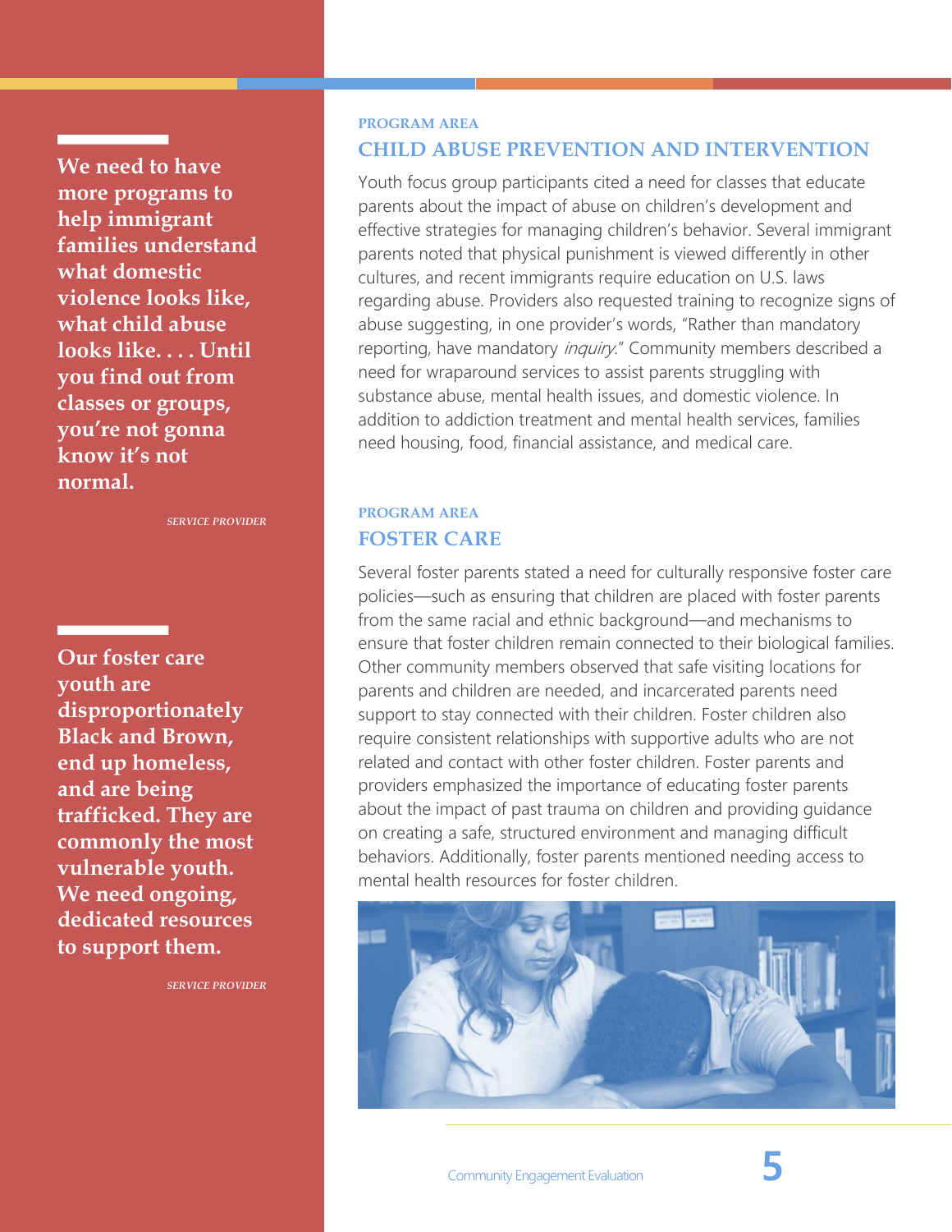> **We need to have more programs to help immigrant families understand what domestic violence looks like, what child abuse looks like. . . . Until you find out from classes or groups, you're not gonna know it's not normal.**
>
> *SERVICE PROVIDER*

> **Our foster care youth are disproportionately Black and Brown, end up homeless, and are being trafficked. They are commonly the most vulnerable youth. We need ongoing, dedicated resources to support them.**
>
> *SERVICE PROVIDER*

PROGRAM AREA

## CHILD ABUSE PREVENTION AND INTERVENTION

Youth focus group participants cited a need for classes that educate parents about the impact of abuse on children's development and effective strategies for managing children's behavior. Several immigrant parents noted that physical punishment is viewed differently in other cultures, and recent immigrants require education on U.S. laws regarding abuse. Providers also requested training to recognize signs of abuse suggesting, in one provider's words, "Rather than mandatory reporting, have mandatory *inquiry*." Community members described a need for wraparound services to assist parents struggling with substance abuse, mental health issues, and domestic violence. In addition to addiction treatment and mental health services, families need housing, food, financial assistance, and medical care.

PROGRAM AREA

## FOSTER CARE

Several foster parents stated a need for culturally responsive foster care policies—such as ensuring that children are placed with foster parents from the same racial and ethnic background—and mechanisms to ensure that foster children remain connected to their biological families. Other community members observed that safe visiting locations for parents and children are needed, and incarcerated parents need support to stay connected with their children. Foster children also require consistent relationships with supportive adults who are not related and contact with other foster children. Foster parents and providers emphasized the importance of educating foster parents about the impact of past trauma on children and providing guidance on creating a safe, structured environment and managing difficult behaviors. Additionally, foster parents mentioned needing access to mental health resources for foster children.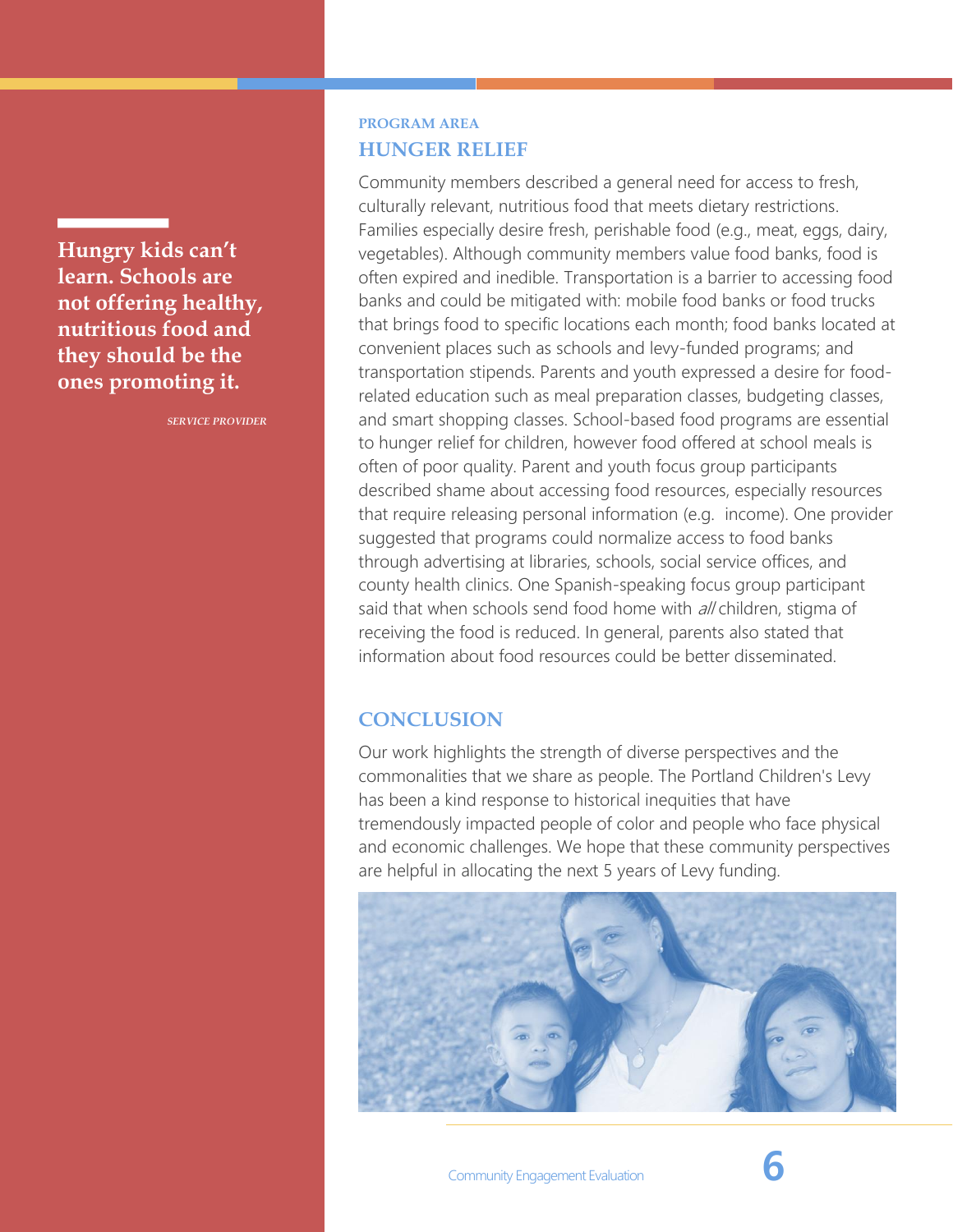> **Hungry kids can't learn. Schools are not offering healthy, nutritious food and they should be the ones promoting it.**
>
> *SERVICE PROVIDER*

PROGRAM AREA

## HUNGER RELIEF

Community members described a general need for access to fresh, culturally relevant, nutritious food that meets dietary restrictions. Families especially desire fresh, perishable food (e.g., meat, eggs, dairy, vegetables). Although community members value food banks, food is often expired and inedible. Transportation is a barrier to accessing food banks and could be mitigated with: mobile food banks or food trucks that brings food to specific locations each month; food banks located at convenient places such as schools and levy-funded programs; and transportation stipends. Parents and youth expressed a desire for food-related education such as meal preparation classes, budgeting classes, and smart shopping classes. School-based food programs are essential to hunger relief for children, however food offered at school meals is often of poor quality. Parent and youth focus group participants described shame about accessing food resources, especially resources that require releasing personal information (e.g. income). One provider suggested that programs could normalize access to food banks through advertising at libraries, schools, social service offices, and county health clinics. One Spanish-speaking focus group participant said that when schools send food home with *all* children, stigma of receiving the food is reduced. In general, parents also stated that information about food resources could be better disseminated.

## CONCLUSION

Our work highlights the strength of diverse perspectives and the commonalities that we share as people. The Portland Children's Levy has been a kind response to historical inequities that have tremendously impacted people of color and people who face physical and economic challenges. We hope that these community perspectives are helpful in allocating the next 5 years of Levy funding.